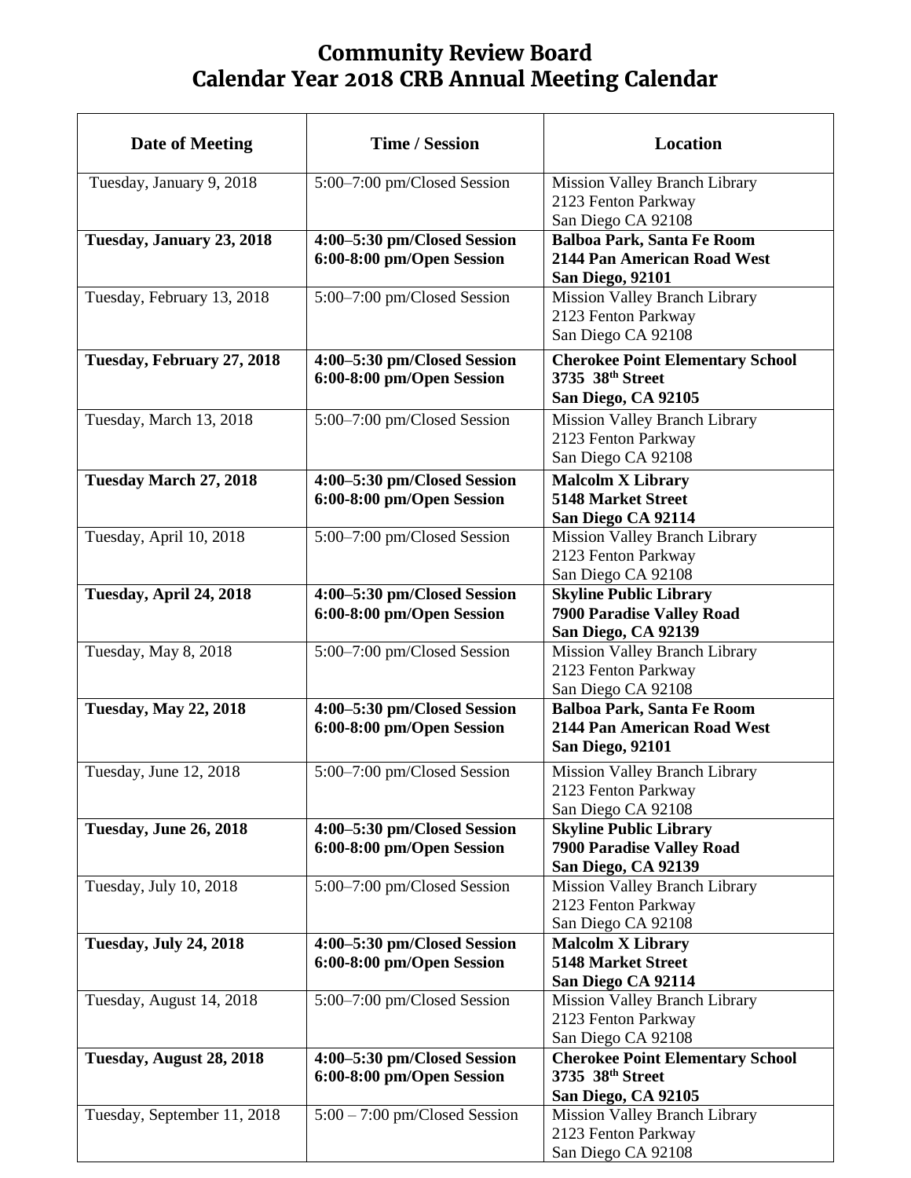# Community Review Board
# Calendar Year 2018 CRB Annual Meeting Calendar

| Date of Meeting | Time / Session | Location |
|---|---|---|
| Tuesday, January 9, 2018 | 5:00–7:00 pm/Closed Session | Mission Valley Branch Library<br>2123 Fenton Parkway<br>San Diego CA 92108 |
| **Tuesday, January 23, 2018** | **4:00–5:30 pm/Closed Session**<br>**6:00-8:00 pm/Open Session** | **Balboa Park, Santa Fe Room**<br>**2144 Pan American Road West**<br>**San Diego, 92101** |
| Tuesday, February 13, 2018 | 5:00–7:00 pm/Closed Session | Mission Valley Branch Library<br>2123 Fenton Parkway<br>San Diego CA 92108 |
| **Tuesday, February 27, 2018** | **4:00–5:30 pm/Closed Session**<br>**6:00-8:00 pm/Open Session** | **Cherokee Point Elementary School**<br>**3735 38th Street**<br>**San Diego, CA 92105** |
| Tuesday, March 13, 2018 | 5:00–7:00 pm/Closed Session | Mission Valley Branch Library<br>2123 Fenton Parkway<br>San Diego CA 92108 |
| **Tuesday March 27, 2018** | **4:00–5:30 pm/Closed Session**<br>**6:00-8:00 pm/Open Session** | **Malcolm X Library**<br>**5148 Market Street**<br>**San Diego CA 92114** |
| Tuesday, April 10, 2018 | 5:00–7:00 pm/Closed Session | Mission Valley Branch Library<br>2123 Fenton Parkway<br>San Diego CA 92108 |
| **Tuesday, April 24, 2018** | **4:00–5:30 pm/Closed Session**<br>**6:00-8:00 pm/Open Session** | **Skyline Public Library**<br>**7900 Paradise Valley Road**<br>**San Diego, CA 92139** |
| Tuesday, May 8, 2018 | 5:00–7:00 pm/Closed Session | Mission Valley Branch Library<br>2123 Fenton Parkway<br>San Diego CA 92108 |
| **Tuesday, May 22, 2018** | **4:00–5:30 pm/Closed Session**<br>**6:00-8:00 pm/Open Session** | **Balboa Park, Santa Fe Room**<br>**2144 Pan American Road West**<br>**San Diego, 92101** |
| Tuesday, June 12, 2018 | 5:00–7:00 pm/Closed Session | Mission Valley Branch Library<br>2123 Fenton Parkway<br>San Diego CA 92108 |
| **Tuesday, June 26, 2018** | **4:00–5:30 pm/Closed Session**<br>**6:00-8:00 pm/Open Session** | **Skyline Public Library**<br>**7900 Paradise Valley Road**<br>**San Diego, CA 92139** |
| Tuesday, July 10, 2018 | 5:00–7:00 pm/Closed Session | Mission Valley Branch Library<br>2123 Fenton Parkway<br>San Diego CA 92108 |
| **Tuesday, July 24, 2018** | **4:00–5:30 pm/Closed Session**<br>**6:00-8:00 pm/Open Session** | **Malcolm X Library**<br>**5148 Market Street**<br>**San Diego CA 92114** |
| Tuesday, August 14, 2018 | 5:00–7:00 pm/Closed Session | Mission Valley Branch Library<br>2123 Fenton Parkway<br>San Diego CA 92108 |
| **Tuesday, August 28, 2018** | **4:00–5:30 pm/Closed Session**<br>**6:00-8:00 pm/Open Session** | **Cherokee Point Elementary School**<br>**3735 38th Street**<br>**San Diego, CA 92105** |
| Tuesday, September 11, 2018 | 5:00 – 7:00 pm/Closed Session | Mission Valley Branch Library<br>2123 Fenton Parkway<br>San Diego CA 92108 |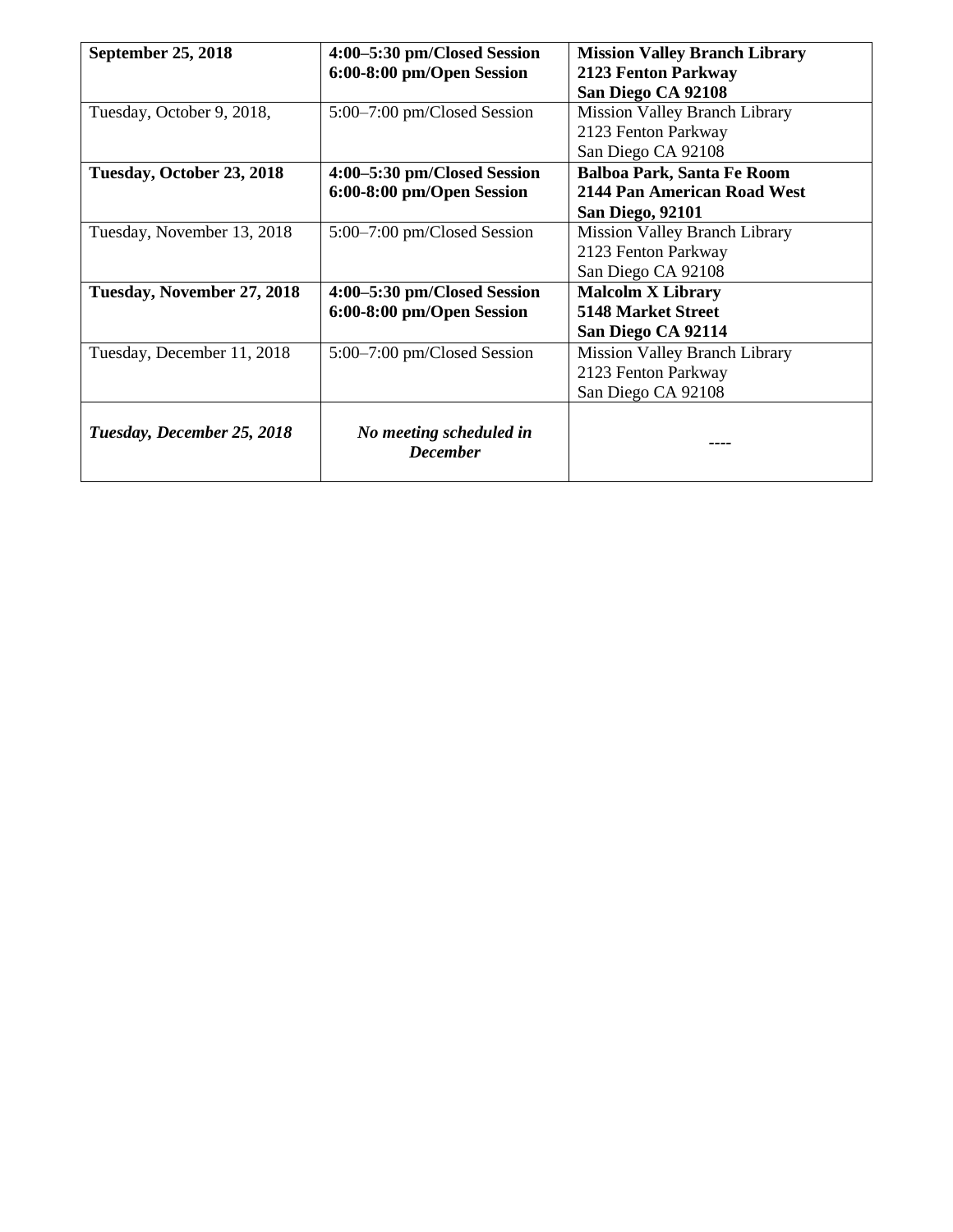| | | |
|---|---|---|
| **September 25, 2018** | **4:00–5:30 pm/Closed Session**<br>**6:00-8:00 pm/Open Session** | **Mission Valley Branch Library**<br>**2123 Fenton Parkway**<br>**San Diego CA 92108** |
| Tuesday, October 9, 2018, | 5:00–7:00 pm/Closed Session | Mission Valley Branch Library<br>2123 Fenton Parkway<br>San Diego CA 92108 |
| **Tuesday, October 23, 2018** | **4:00–5:30 pm/Closed Session**<br>**6:00-8:00 pm/Open Session** | **Balboa Park, Santa Fe Room**<br>**2144 Pan American Road West**<br>**San Diego, 92101** |
| Tuesday, November 13, 2018 | 5:00–7:00 pm/Closed Session | Mission Valley Branch Library<br>2123 Fenton Parkway<br>San Diego CA 92108 |
| **Tuesday, November 27, 2018** | **4:00–5:30 pm/Closed Session**<br>**6:00-8:00 pm/Open Session** | **Malcolm X Library**<br>**5148 Market Street**<br>**San Diego CA 92114** |
| Tuesday, December 11, 2018 | 5:00–7:00 pm/Closed Session | Mission Valley Branch Library<br>2123 Fenton Parkway<br>San Diego CA 92108 |
| ***Tuesday, December 25, 2018*** | ***No meeting scheduled in December*** | ---- |